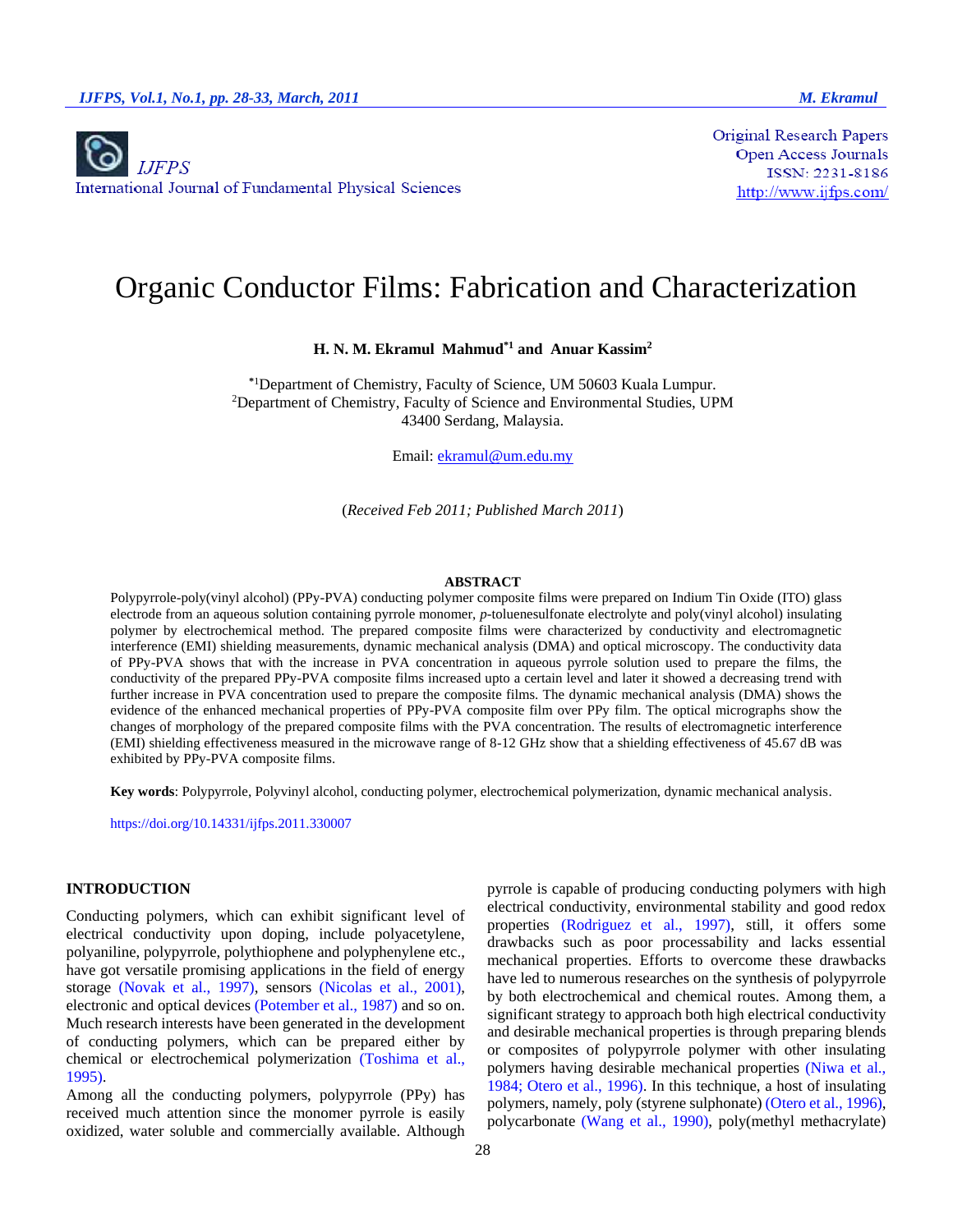Original Research Papers
Open Access Journals
ISSN: 2231-8186
http://www.ijfps.com/

IJFPS
International Journal of Fundamental Physical Sciences

# Organic Conductor Films: Fabrication and Characterization

**H. N. M. Ekramul Mahmud*[1] and Anuar Kassim[2]**

*[1]Department of Chemistry, Faculty of Science, UM 50603 Kuala Lumpur.
[2]Department of Chemistry, Faculty of Science and Environmental Studies, UPM 43400 Serdang, Malaysia.

Email: ekramul@um.edu.my

(*Received Feb 2011; Published March 2011*)

## ABSTRACT

Polypyrrole-poly(vinyl alcohol) (PPy-PVA) conducting polymer composite films were prepared on Indium Tin Oxide (ITO) glass electrode from an aqueous solution containing pyrrole monomer, *p*-toluenesulfonate electrolyte and poly(vinyl alcohol) insulating polymer by electrochemical method. The prepared composite films were characterized by conductivity and electromagnetic interference (EMI) shielding measurements, dynamic mechanical analysis (DMA) and optical microscopy. The conductivity data of PPy-PVA shows that with the increase in PVA concentration in aqueous pyrrole solution used to prepare the films, the conductivity of the prepared PPy-PVA composite films increased upto a certain level and later it showed a decreasing trend with further increase in PVA concentration used to prepare the composite films. The dynamic mechanical analysis (DMA) shows the evidence of the enhanced mechanical properties of PPy-PVA composite film over PPy film. The optical micrographs show the changes of morphology of the prepared composite films with the PVA concentration. The results of electromagnetic interference (EMI) shielding effectiveness measured in the microwave range of 8-12 GHz show that a shielding effectiveness of 45.67 dB was exhibited by PPy-PVA composite films.

**Key words**: Polypyrrole, Polyvinyl alcohol, conducting polymer, electrochemical polymerization, dynamic mechanical analysis.

https://doi.org/10.14331/ijfps.2011.330007

## INTRODUCTION

Conducting polymers, which can exhibit significant level of electrical conductivity upon doping, include polyacetylene, polyaniline, polypyrrole, polythiophene and polyphenylene etc., have got versatile promising applications in the field of energy storage (Novak et al., 1997), sensors (Nicolas et al., 2001), electronic and optical devices (Potember et al., 1987) and so on. Much research interests have been generated in the development of conducting polymers, which can be prepared either by chemical or electrochemical polymerization (Toshima et al., 1995).

Among all the conducting polymers, polypyrrole (PPy) has received much attention since the monomer pyrrole is easily oxidized, water soluble and commercially available. Although pyrrole is capable of producing conducting polymers with high electrical conductivity, environmental stability and good redox properties (Rodriguez et al., 1997), still, it offers some drawbacks such as poor processability and lacks essential mechanical properties. Efforts to overcome these drawbacks have led to numerous researches on the synthesis of polypyrrole by both electrochemical and chemical routes. Among them, a significant strategy to approach both high electrical conductivity and desirable mechanical properties is through preparing blends or composites of polypyrrole polymer with other insulating polymers having desirable mechanical properties (Niwa et al., 1984; Otero et al., 1996). In this technique, a host of insulating polymers, namely, poly (styrene sulphonate) (Otero et al., 1996), polycarbonate (Wang et al., 1990), poly(methyl methacrylate)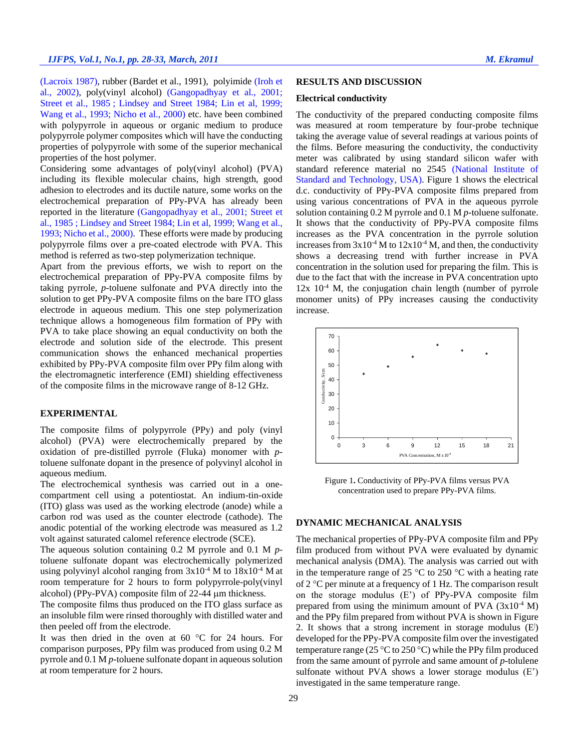(Lacroix 1987), rubber (Bardet et al., 1991), polyimide (Iroh et al., 2002), poly(vinyl alcohol) (Gangopadhyay et al., 2001; Street et al., 1985 ; Lindsey and Street 1984; Lin et al, 1999; Wang et al., 1993; Nicho et al., 2000) etc. have been combined with polypyrrole in aqueous or organic medium to produce polypyrrole polymer composites which will have the conducting properties of polypyrrole with some of the superior mechanical properties of the host polymer.

Considering some advantages of poly(vinyl alcohol) (PVA) including its flexible molecular chains, high strength, good adhesion to electrodes and its ductile nature, some works on the electrochemical preparation of PPy-PVA has already been reported in the literature (Gangopadhyay et al., 2001; Street et al., 1985 ; Lindsey and Street 1984; Lin et al, 1999; Wang et al., 1993; Nicho et al., 2000). These efforts were made by producing polypyrrole films over a pre-coated electrode with PVA. This method is referred as two-step polymerization technique.

Apart from the previous efforts, we wish to report on the electrochemical preparation of PPy-PVA composite films by taking pyrrole, *p*-toluene sulfonate and PVA directly into the solution to get PPy-PVA composite films on the bare ITO glass electrode in aqueous medium. This one step polymerization technique allows a homogeneous film formation of PPy with PVA to take place showing an equal conductivity on both the electrode and solution side of the electrode. This present communication shows the enhanced mechanical properties exhibited by PPy-PVA composite film over PPy film along with the electromagnetic interference (EMI) shielding effectiveness of the composite films in the microwave range of 8-12 GHz.

## EXPERIMENTAL

The composite films of polypyrrole (PPy) and poly (vinyl alcohol) (PVA) were electrochemically prepared by the oxidation of pre-distilled pyrrole (Fluka) monomer with *p*-toluene sulfonate dopant in the presence of polyvinyl alcohol in aqueous medium.

The electrochemical synthesis was carried out in a one-compartment cell using a potentiostat. An indium-tin-oxide (ITO) glass was used as the working electrode (anode) while a carbon rod was used as the counter electrode (cathode). The anodic potential of the working electrode was measured as 1.2 volt against saturated calomel reference electrode (SCE).

The aqueous solution containing 0.2 M pyrrole and 0.1 M *p*-toluene sulfonate dopant was electrochemically polymerized using polyvinyl alcohol ranging from $3x10^{-4}$ M to $18x10^{-4}$ M at room temperature for 2 hours to form polypyrrole-poly(vinyl alcohol) (PPy-PVA) composite film of 22-44 μm thickness.

The composite films thus produced on the ITO glass surface as an insoluble film were rinsed thoroughly with distilled water and then peeled off from the electrode.

It was then dried in the oven at 60 °C for 24 hours. For comparison purposes, PPy film was produced from using 0.2 M pyrrole and 0.1 M *p*-toluene sulfonate dopant in aqueous solution at room temperature for 2 hours.

## RESULTS AND DISCUSSION

### Electrical conductivity

The conductivity of the prepared conducting composite films was measured at room temperature by four-probe technique taking the average value of several readings at various points of the films. Before measuring the conductivity, the conductivity meter was calibrated by using standard silicon wafer with standard reference material no 2545 (National Institute of Standard and Technology, USA). Figure 1 shows the electrical d.c. conductivity of PPy-PVA composite films prepared from using various concentrations of PVA in the aqueous pyrrole solution containing 0.2 M pyrrole and 0.1 M *p*-toluene sulfonate. It shows that the conductivity of PPy-PVA composite films increases as the PVA concentration in the pyrrole solution increases from $3x10^{-4}$ M to $12x10^{-4}$ M, and then, the conductivity shows a decreasing trend with further increase in PVA concentration in the solution used for preparing the film. This is due to the fact that with the increase in PVA concentration upto $12x\ 10^{-4}$ M, the conjugation chain length (number of pyrrole monomer units) of PPy increases causing the conductivity increase.

Figure 1**.** Conductivity of PPy-PVA films versus PVA concentration used to prepare PPy-PVA films.

## DYNAMIC MECHANICAL ANALYSIS

The mechanical properties of PPy-PVA composite film and PPy film produced from without PVA were evaluated by dynamic mechanical analysis (DMA). The analysis was carried out with in the temperature range of 25 °C to 250 °C with a heating rate of 2 °C per minute at a frequency of 1 Hz. The comparison result on the storage modulus (E') of PPy-PVA composite film prepared from using the minimum amount of PVA ($3x10^{-4}$ M) and the PPy film prepared from without PVA is shown in Figure 2. It shows that a strong increment in storage modulus (E') developed for the PPy-PVA composite film over the investigated temperature range (25 °C to 250 °C) while the PPy film produced from the same amount of pyrrole and same amount of *p*-tolulene sulfonate without PVA shows a lower storage modulus (E') investigated in the same temperature range.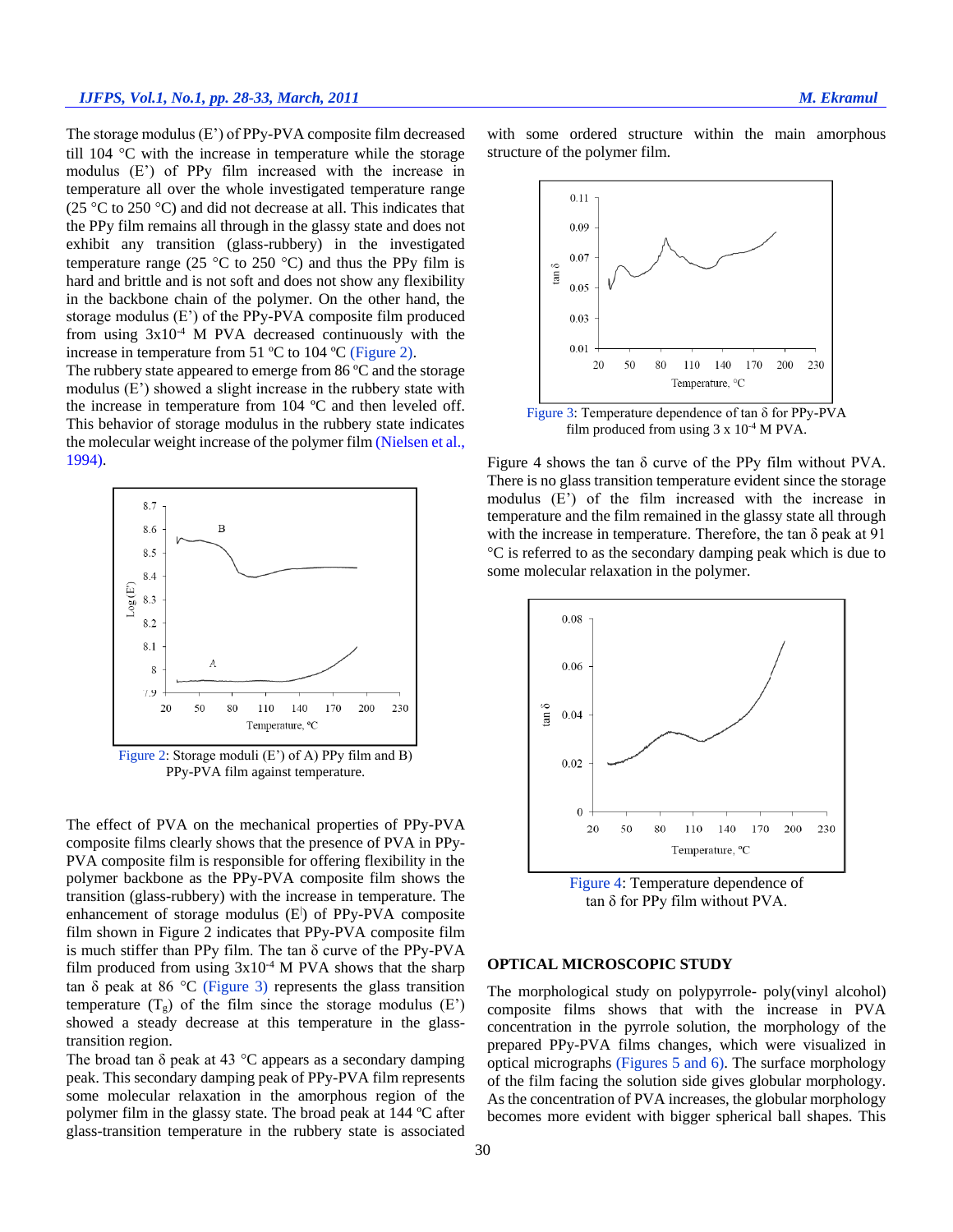The storage modulus (E') of PPy-PVA composite film decreased till 104 °C with the increase in temperature while the storage modulus (E') of PPy film increased with the increase in temperature all over the whole investigated temperature range (25 °C to 250 °C) and did not decrease at all. This indicates that the PPy film remains all through in the glassy state and does not exhibit any transition (glass-rubbery) in the investigated temperature range (25 °C to 250 °C) and thus the PPy film is hard and brittle and is not soft and does not show any flexibility in the backbone chain of the polymer. On the other hand, the storage modulus (E') of the PPy-PVA composite film produced from using $3 \times 10^{-4}$ M PVA decreased continuously with the increase in temperature from 51 ºC to 104 ºC (Figure 2).
The rubbery state appeared to emerge from 86 ºC and the storage modulus (E') showed a slight increase in the rubbery state with the increase in temperature from 104 ºC and then leveled off. This behavior of storage modulus in the rubbery state indicates the molecular weight increase of the polymer film (Nielsen et al., 1994).

Figure 2: Storage moduli (E') of A) PPy film and B) PPy-PVA film against temperature.

The effect of PVA on the mechanical properties of PPy-PVA composite films clearly shows that the presence of PVA in PPy-PVA composite film is responsible for offering flexibility in the polymer backbone as the PPy-PVA composite film shows the transition (glass-rubbery) with the increase in temperature. The enhancement of storage modulus (E') of PPy-PVA composite film shown in Figure 2 indicates that PPy-PVA composite film is much stiffer than PPy film. The tan δ curve of the PPy-PVA film produced from using $3 \times 10^{-4}$ M PVA shows that the sharp tan δ peak at 86 °C (Figure 3) represents the glass transition temperature ($T_g$) of the film since the storage modulus (E') showed a steady decrease at this temperature in the glass-transition region.
The broad tan δ peak at 43 °C appears as a secondary damping peak. This secondary damping peak of PPy-PVA film represents some molecular relaxation in the amorphous region of the polymer film in the glassy state. The broad peak at 144 ºC after glass-transition temperature in the rubbery state is associated with some ordered structure within the main amorphous structure of the polymer film.

Figure 3: Temperature dependence of tan δ for PPy-PVA film produced from using $3 \times 10^{-4}$ M PVA.

Figure 4 shows the tan δ curve of the PPy film without PVA. There is no glass transition temperature evident since the storage modulus (E') of the film increased with the increase in temperature and the film remained in the glassy state all through with the increase in temperature. Therefore, the tan δ peak at 91 °C is referred to as the secondary damping peak which is due to some molecular relaxation in the polymer.

Figure 4: Temperature dependence of tan δ for PPy film without PVA.

## OPTICAL MICROSCOPIC STUDY

The morphological study on polypyrrole- poly(vinyl alcohol) composite films shows that with the increase in PVA concentration in the pyrrole solution, the morphology of the prepared PPy-PVA films changes, which were visualized in optical micrographs (Figures 5 and 6). The surface morphology of the film facing the solution side gives globular morphology. As the concentration of PVA increases, the globular morphology becomes more evident with bigger spherical ball shapes. This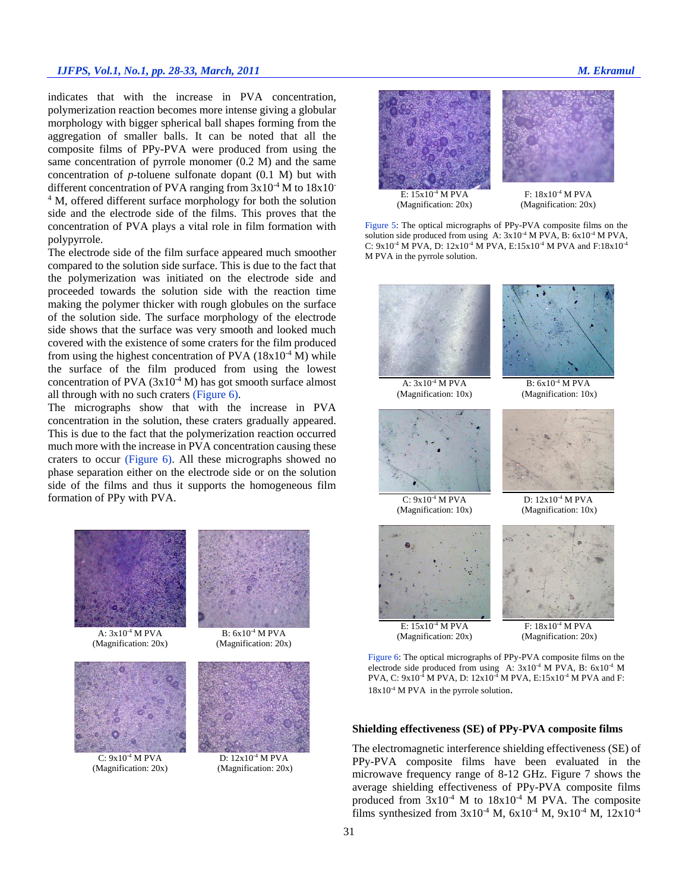indicates that with the increase in PVA concentration, polymerization reaction becomes more intense giving a globular morphology with bigger spherical ball shapes forming from the aggregation of smaller balls. It can be noted that all the composite films of PPy-PVA were produced from using the same concentration of pyrrole monomer (0.2 M) and the same concentration of *p*-toluene sulfonate dopant (0.1 M) but with different concentration of PVA ranging from $3 \times 10^{-4}$ M to $18 \times 10^{-4}$ M, offered different surface morphology for both the solution side and the electrode side of the films. This proves that the concentration of PVA plays a vital role in film formation with polypyrrole.

The electrode side of the film surface appeared much smoother compared to the solution side surface. This is due to the fact that the polymerization was initiated on the electrode side and proceeded towards the solution side with the reaction time making the polymer thicker with rough globules on the surface of the solution side. The surface morphology of the electrode side shows that the surface was very smooth and looked much covered with the existence of some craters for the film produced from using the highest concentration of PVA ($18 \times 10^{-4}$ M) while the surface of the film produced from using the lowest concentration of PVA ($3 \times 10^{-4}$ M) has got smooth surface almost all through with no such craters (Figure 6).

The micrographs show that with the increase in PVA concentration in the solution, these craters gradually appeared. This is due to the fact that the polymerization reaction occurred much more with the increase in PVA concentration causing these craters to occur (Figure 6). All these micrographs showed no phase separation either on the electrode side or on the solution side of the films and thus it supports the homogeneous film formation of PPy with PVA.

A: $3 \times 10^{-4}$ M PVA (Magnification: 20x)

B: $6 \times 10^{-4}$ M PVA (Magnification: 20x)

C: $9 \times 10^{-4}$ M PVA (Magnification: 20x)

D: $12 \times 10^{-4}$ M PVA (Magnification: 20x)

E: $15 \times 10^{-4}$ M PVA (Magnification: 20x)

F: $18 \times 10^{-4}$ M PVA (Magnification: 20x)

Figure 5: The optical micrographs of PPy-PVA composite films on the solution side produced from using A: $3 \times 10^{-4}$ M PVA, B: $6 \times 10^{-4}$ M PVA, C: $9 \times 10^{-4}$ M PVA, D: $12 \times 10^{-4}$ M PVA, E: $15 \times 10^{-4}$ M PVA and F: $18 \times 10^{-4}$ M PVA in the pyrrole solution.

A: $3 \times 10^{-4}$ M PVA (Magnification: 10x)

B: $6 \times 10^{-4}$ M PVA (Magnification: 10x)

C: $9 \times 10^{-4}$ M PVA (Magnification: 10x)

D: $12 \times 10^{-4}$ M PVA (Magnification: 10x)

E: $15 \times 10^{-4}$ M PVA (Magnification: 20x)

F: $18 \times 10^{-4}$ M PVA (Magnification: 20x)

Figure 6: The optical micrographs of PPy-PVA composite films on the electrode side produced from using A: $3 \times 10^{-4}$ M PVA, B: $6 \times 10^{-4}$ M PVA, C: $9 \times 10^{-4}$ M PVA, D: $12 \times 10^{-4}$ M PVA, E: $15 \times 10^{-4}$ M PVA and F: $18 \times 10^{-4}$ M PVA in the pyrrole solution.

### Shielding effectiveness (SE) of PPy-PVA composite films

The electromagnetic interference shielding effectiveness (SE) of PPy-PVA composite films have been evaluated in the microwave frequency range of 8-12 GHz. Figure 7 shows the average shielding effectiveness of PPy-PVA composite films produced from $3 \times 10^{-4}$ M to $18 \times 10^{-4}$ M PVA. The composite films synthesized from $3 \times 10^{-4}$ M, $6 \times 10^{-4}$ M, $9 \times 10^{-4}$ M, $12 \times 10^{-4}$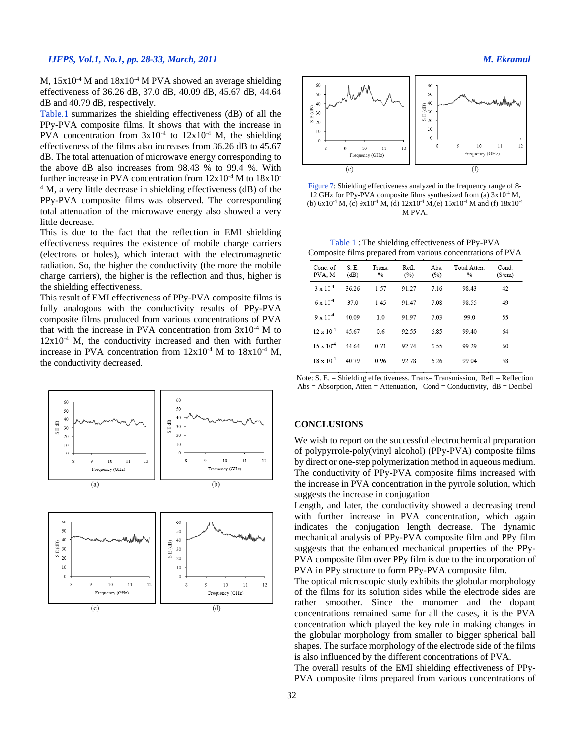M, $15\times10^{-4}$ M and $18\times10^{-4}$ M PVA showed an average shielding effectiveness of 36.26 dB, 37.0 dB, 40.09 dB, 45.67 dB, 44.64 dB and 40.79 dB, respectively.

Table.1 summarizes the shielding effectiveness (dB) of all the PPy-PVA composite films. It shows that with the increase in PVA concentration from $3\times10^{-4}$ to $12\times10^{-4}$ M, the shielding effectiveness of the films also increases from 36.26 dB to 45.67 dB. The total attenuation of microwave energy corresponding to the above dB also increases from 98.43 % to 99.4 %. With further increase in PVA concentration from $12\times10^{-4}$ M to $18\times10^{-4}$ M, a very little decrease in shielding effectiveness (dB) of the PPy-PVA composite films was observed. The corresponding total attenuation of the microwave energy also showed a very little decrease.

This is due to the fact that the reflection in EMI shielding effectiveness requires the existence of mobile charge carriers (electrons or holes), which interact with the electromagnetic radiation. So, the higher the conductivity (the more the mobile charge carriers), the higher is the reflection and thus, higher is the shielding effectiveness.

This result of EMI effectiveness of PPy-PVA composite films is fully analogous with the conductivity results of PPy-PVA composite films produced from various concentrations of PVA that with the increase in PVA concentration from $3\times10^{-4}$ M to $12\times10^{-4}$ M, the conductivity increased and then with further increase in PVA concentration from $12\times10^{-4}$ M to $18\times10^{-4}$ M, the conductivity decreased.

Figure 7: Shielding effectiveness analyzed in the frequency range of 8-12 GHz for PPy-PVA composite films synthesized from (a) $3\times10^{-4}$ M, (b) $6\times10^{-4}$ M, (c) $9\times10^{-4}$ M, (d) $12\times10^{-4}$ M, (e) $15\times10^{-4}$ M and (f) $18\times10^{-4}$ M PVA.

Table 1 : The shielding effectiveness of PPy-PVA Composite films prepared from various concentrations of PVA

| Conc. of PVA, M | S. E. (dB) | Trans. % | Refl. (%) | Abs. (%) | Total Atten. % | Cond. (S/cm) |
|---|---|---|---|---|---|---|
| $3\times10^{-4}$ | 36.26 | 1.57 | 91.27 | 7.16 | 98.43 | 42 |
| $6\times10^{-4}$ | 37.0 | 1.45 | 91.47 | 7.08 | 98.55 | 49 |
| $9\times10^{-4}$ | 40.09 | 1.0 | 91.97 | 7.03 | 99.0 | 55 |
| $12\times10^{-4}$ | 45.67 | 0.6 | 92.55 | 6.85 | 99.40 | 64 |
| $15\times10^{-4}$ | 44.64 | 0.71 | 92.74 | 6.55 | 99.29 | 60 |
| $18\times10^{-4}$ | 40.79 | 0.96 | 92.78 | 6.26 | 99.04 | 58 |

Note: S. E. = Shielding effectiveness. Trans= Transmission, Refl = Reflection Abs = Absorption, Atten = Attenuation, Cond = Conductivity, dB = Decibel

## CONCLUSIONS

We wish to report on the successful electrochemical preparation of polypyrrole-poly(vinyl alcohol) (PPy-PVA) composite films by direct or one-step polymerization method in aqueous medium. The conductivity of PPy-PVA composite films increased with the increase in PVA concentration in the pyrrole solution, which suggests the increase in conjugation

Length, and later, the conductivity showed a decreasing trend with further increase in PVA concentration, which again indicates the conjugation length decrease. The dynamic mechanical analysis of PPy-PVA composite film and PPy film suggests that the enhanced mechanical properties of the PPy-PVA composite film over PPy film is due to the incorporation of PVA in PPy structure to form PPy-PVA composite film.

The optical microscopic study exhibits the globular morphology of the films for its solution sides while the electrode sides are rather smoother. Since the monomer and the dopant concentrations remained same for all the cases, it is the PVA concentration which played the key role in making changes in the globular morphology from smaller to bigger spherical ball shapes. The surface morphology of the electrode side of the films is also influenced by the different concentrations of PVA.

The overall results of the EMI shielding effectiveness of PPy-PVA composite films prepared from various concentrations of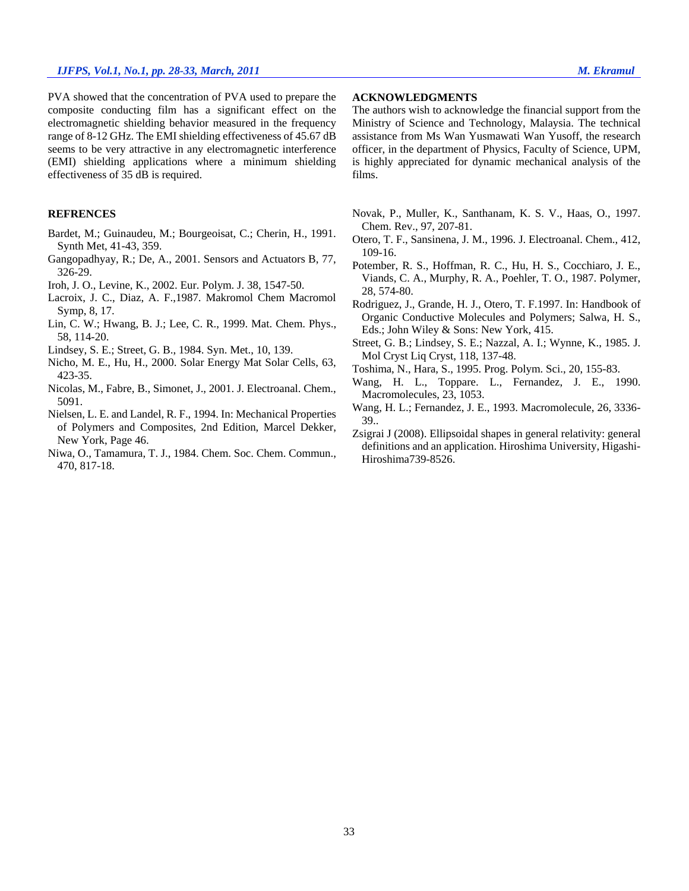PVA showed that the concentration of PVA used to prepare the composite conducting film has a significant effect on the electromagnetic shielding behavior measured in the frequency range of 8-12 GHz. The EMI shielding effectiveness of 45.67 dB seems to be very attractive in any electromagnetic interference (EMI) shielding applications where a minimum shielding effectiveness of 35 dB is required.

## ACKNOWLEDGMENTS

The authors wish to acknowledge the financial support from the Ministry of Science and Technology, Malaysia. The technical assistance from Ms Wan Yusmawati Wan Yusoff, the research officer, in the department of Physics, Faculty of Science, UPM, is highly appreciated for dynamic mechanical analysis of the films.

## REFRENCES

Bardet, M.; Guinaudeu, M.; Bourgeoisat, C.; Cherin, H., 1991. Synth Met, 41-43, 359.

Gangopadhyay, R.; De, A., 2001. Sensors and Actuators B, 77, 326-29.

Iroh, J. O., Levine, K., 2002. Eur. Polym. J. 38, 1547-50.

Lacroix, J. C., Diaz, A. F.,1987. Makromol Chem Macromol Symp, 8, 17.

Lin, C. W.; Hwang, B. J.; Lee, C. R., 1999. Mat. Chem. Phys., 58, 114-20.

Lindsey, S. E.; Street, G. B., 1984. Syn. Met., 10, 139.

Nicho, M. E., Hu, H., 2000. Solar Energy Mat Solar Cells, 63, 423-35.

Nicolas, M., Fabre, B., Simonet, J., 2001. J. Electroanal. Chem., 5091.

Nielsen, L. E. and Landel, R. F., 1994. In: Mechanical Properties of Polymers and Composites, 2nd Edition, Marcel Dekker, New York, Page 46.

Niwa, O., Tamamura, T. J., 1984. Chem. Soc. Chem. Commun., 470, 817-18.

Novak, P., Muller, K., Santhanam, K. S. V., Haas, O., 1997. Chem. Rev., 97, 207-81.

Otero, T. F., Sansinena, J. M., 1996. J. Electroanal. Chem., 412, 109-16.

Potember, R. S., Hoffman, R. C., Hu, H. S., Cocchiaro, J. E., Viands, C. A., Murphy, R. A., Poehler, T. O., 1987. Polymer, 28, 574-80.

Rodriguez, J., Grande, H. J., Otero, T. F.1997. In: Handbook of Organic Conductive Molecules and Polymers; Salwa, H. S., Eds.; John Wiley & Sons: New York, 415.

Street, G. B.; Lindsey, S. E.; Nazzal, A. I.; Wynne, K., 1985. J. Mol Cryst Liq Cryst, 118, 137-48.

Toshima, N., Hara, S., 1995. Prog. Polym. Sci., 20, 155-83.

Wang, H. L., Toppare. L., Fernandez, J. E., 1990. Macromolecules, 23, 1053.

Wang, H. L.; Fernandez, J. E., 1993. Macromolecule, 26, 3336-39..

Zsigrai J (2008). Ellipsoidal shapes in general relativity: general definitions and an application. Hiroshima University, Higashi-Hiroshima739-8526.